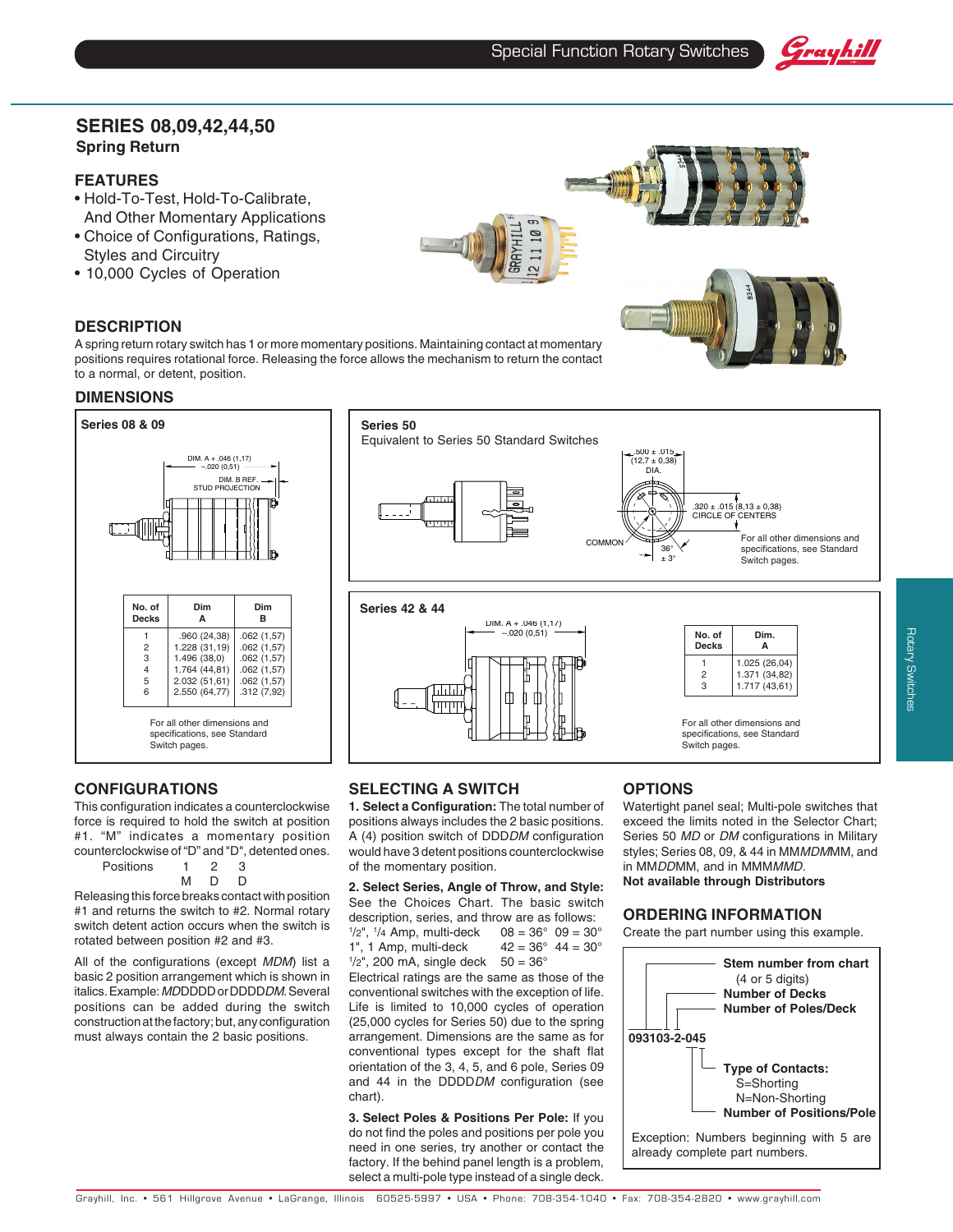# SERIES 08,09,42,44,50

**Spring Return**

## FEATURES

- Hold-To-Test, Hold-To-Calibrate, And Other Momentary Applications
- Choice of Configurations, Ratings, Styles and Circuitry
- 10,000 Cycles of Operation

## DESCRIPTION

A spring return rotary switch has 1 or more momentary positions. Maintaining contact at momentary positions requires rotational force. Releasing the force allows the mechanism to return the contact to a normal, or detent, position.

## DIMENSIONS

### Series 08 & 09

DIM. A + .046 (1,17) / −.020 (0,51)

DIM. B REF. STUD PROJECTION

| No. of Decks | Dim A | Dim B |
|---|---|---|
| 1 | .960 (24,38) | .062 (1,57) |
| 2 | 1.228 (31,19) | .062 (1,57) |
| 3 | 1.496 (38,0) | .062 (1,57) |
| 4 | 1.764 (44,81) | .062 (1,57) |
| 5 | 2.032 (51,61) | .062 (1,57) |
| 6 | 2.550 (64,77) | .312 (7,92) |

For all other dimensions and specifications, see Standard Switch pages.

### Series 50

Equivalent to Series 50 Standard Switches

.500 ± .015 (12,7 ± 0,38) DIA.

.320 ± .015 (8,13 ± 0,38) CIRCLE OF CENTERS

COMMON

36° ± 3°

For all other dimensions and specifications, see Standard Switch pages.

### Series 42 & 44

DIM. A + .046 (1,17) / −.020 (0,51)

| No. of Decks | Dim. A |
|---|---|
| 1 | 1.025 (26,04) |
| 2 | 1.371 (34,82) |
| 3 | 1.717 (43,61) |

For all other dimensions and specifications, see Standard Switch pages.

## CONFIGURATIONS

This configuration indicates a counterclockwise force is required to hold the switch at position #1. "M" indicates a momentary position counterclockwise of "D" and "D", detented ones.

| Positions | 1 | 2 | 3 |
|---|---|---|---|
| | M | D | D |

Releasing this force breaks contact with position #1 and returns the switch to #2. Normal rotary switch detent action occurs when the switch is rotated between position #2 and #3.

All of the configurations (except *MDM*) list a basic 2 position arrangement which is shown in italics. Example: *MD*DDDD or DDDD*DM*. Several positions can be added during the switch construction at the factory; but, any configuration must always contain the 2 basic positions.

## SELECTING A SWITCH

**1. Select a Configuration:** The total number of positions always includes the 2 basic positions. A (4) position switch of DDD*DM* configuration would have 3 detent positions counterclockwise of the momentary position.

**2. Select Series, Angle of Throw, and Style:** See the Choices Chart. The basic switch description, series, and throw are as follows:

| | |
|---|---|
| 1/2", 1/4 Amp, multi-deck | 08 = 36° 09 = 30° |
| 1", 1 Amp, multi-deck | 42 = 36° 44 = 30° |
| 1/2", 200 mA, single deck | 50 = 36° |

Electrical ratings are the same as those of the conventional switches with the exception of life. Life is limited to 10,000 cycles of operation (25,000 cycles for Series 50) due to the spring arrangement. Dimensions are the same as for conventional types except for the shaft flat orientation of the 3, 4, 5, and 6 pole, Series 09 and 44 in the DDDD*DM* configuration (see chart).

**3. Select Poles & Positions Per Pole:** If you do not find the poles and positions per pole you need in one series, try another or contact the factory. If the behind panel length is a problem, select a multi-pole type instead of a single deck.

## OPTIONS

Watertight panel seal; Multi-pole switches that exceed the limits noted in the Selector Chart; Series 50 *MD* or *DM* configurations in Military styles; Series 08, 09, & 44 in MM*MDM*MM, and in MM*DD*MM, and in MMM*MMD*.

**Not available through Distributors**

## ORDERING INFORMATION

Create the part number using this example.

**093103-2-045**

- **Stem number from chart** (4 or 5 digits)
- **Number of Decks**
- **Number of Poles/Deck**
- **Type of Contacts:** S=Shorting, N=Non-Shorting
- **Number of Positions/Pole**

Exception: Numbers beginning with 5 are already complete part numbers.

Grayhill, Inc. • 561 Hillgrove Avenue • LaGrange, Illinois 60525-5997 • USA • Phone: 708-354-1040 • Fax: 708-354-2820 • www.grayhill.com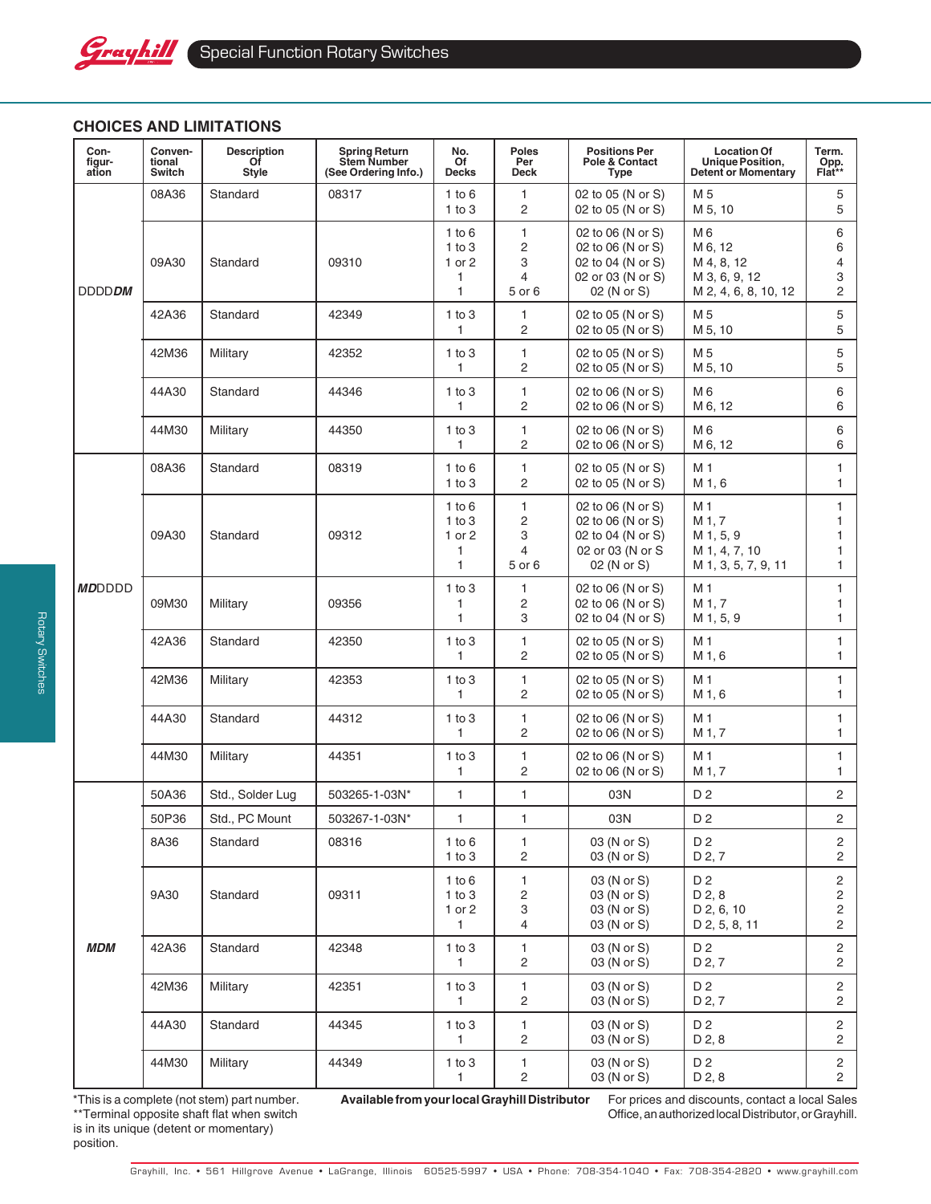## CHOICES AND LIMITATIONS

| Con-figur-ation | Conven-tional Switch | Description Of Style | Spring Return Stem Number (See Ordering Info.) | No. Of Decks | Poles Per Deck | Positions Per Pole & Contact Type | Location Of Unique Position, Detent or Momentary | Term. Opp. Flat** |
|---|---|---|---|---|---|---|---|---|
| DDDD***DM*** | 08A36 | Standard | 08317 | 1 to 6<br>1 to 3 | 1<br>2 | 02 to 05 (N or S)<br>02 to 05 (N or S) | M 5<br>M 5, 10 | 5<br>5 |
| | 09A30 | Standard | 09310 | 1 to 6<br>1 to 3<br>1 or 2<br>1<br>1 | 1<br>2<br>3<br>4<br>5 or 6 | 02 to 06 (N or S)<br>02 to 06 (N or S)<br>02 to 04 (N or S)<br>02 or 03 (N or S)<br>02 (N or S) | M 6<br>M 6, 12<br>M 4, 8, 12<br>M 3, 6, 9, 12<br>M 2, 4, 6, 8, 10, 12 | 6<br>6<br>4<br>3<br>2 |
| | 42A36 | Standard | 42349 | 1 to 3<br>1 | 1<br>2 | 02 to 05 (N or S)<br>02 to 05 (N or S) | M 5<br>M 5, 10 | 5<br>5 |
| | 42M36 | Military | 42352 | 1 to 3<br>1 | 1<br>2 | 02 to 05 (N or S)<br>02 to 05 (N or S) | M 5<br>M 5, 10 | 5<br>5 |
| | 44A30 | Standard | 44346 | 1 to 3<br>1 | 1<br>2 | 02 to 06 (N or S)<br>02 to 06 (N or S) | M 6<br>M 6, 12 | 6<br>6 |
| | 44M30 | Military | 44350 | 1 to 3<br>1 | 1<br>2 | 02 to 06 (N or S)<br>02 to 06 (N or S) | M 6<br>M 6, 12 | 6<br>6 |
| ***MD***DDDD | 08A36 | Standard | 08319 | 1 to 6<br>1 to 3 | 1<br>2 | 02 to 05 (N or S)<br>02 to 05 (N or S) | M 1<br>M 1, 6 | 1<br>1 |
| | 09A30 | Standard | 09312 | 1 to 6<br>1 to 3<br>1 or 2<br>1<br>1 | 1<br>2<br>3<br>4<br>5 or 6 | 02 to 06 (N or S)<br>02 to 06 (N or S)<br>02 to 04 (N or S)<br>02 or 03 (N or S<br>02 (N or S) | M 1<br>M 1, 7<br>M 1, 5, 9<br>M 1, 4, 7, 10<br>M 1, 3, 5, 7, 9, 11 | 1<br>1<br>1<br>1<br>1 |
| | 09M30 | Military | 09356 | 1 to 3<br>1<br>1 | 1<br>2<br>3 | 02 to 06 (N or S)<br>02 to 06 (N or S)<br>02 to 04 (N or S) | M 1<br>M 1, 7<br>M 1, 5, 9 | 1<br>1<br>1 |
| | 42A36 | Standard | 42350 | 1 to 3<br>1 | 1<br>2 | 02 to 05 (N or S)<br>02 to 05 (N or S) | M 1<br>M 1, 6 | 1<br>1 |
| | 42M36 | Military | 42353 | 1 to 3<br>1 | 1<br>2 | 02 to 05 (N or S)<br>02 to 05 (N or S) | M 1<br>M 1, 6 | 1<br>1 |
| | 44A30 | Standard | 44312 | 1 to 3<br>1 | 1<br>2 | 02 to 06 (N or S)<br>02 to 06 (N or S) | M 1<br>M 1, 7 | 1<br>1 |
| | 44M30 | Military | 44351 | 1 to 3<br>1 | 1<br>2 | 02 to 06 (N or S)<br>02 to 06 (N or S) | M 1<br>M 1, 7 | 1<br>1 |
| ***MDM*** | 50A36 | Std., Solder Lug | 503265-1-03N* | 1 | 1 | 03N | D 2 | 2 |
| | 50P36 | Std., PC Mount | 503267-1-03N* | 1 | 1 | 03N | D 2 | 2 |
| | 8A36 | Standard | 08316 | 1 to 6<br>1 to 3 | 1<br>2 | 03 (N or S)<br>03 (N or S) | D 2<br>D 2, 7 | 2<br>2 |
| | 9A30 | Standard | 09311 | 1 to 6<br>1 to 3<br>1 or 2<br>1 | 1<br>2<br>3<br>4 | 03 (N or S)<br>03 (N or S)<br>03 (N or S)<br>03 (N or S) | D 2<br>D 2, 8<br>D 2, 6, 10<br>D 2, 5, 8, 11 | 2<br>2<br>2<br>2 |
| | 42A36 | Standard | 42348 | 1 to 3<br>1 | 1<br>2 | 03 (N or S)<br>03 (N or S) | D 2<br>D 2, 7 | 2<br>2 |
| | 42M36 | Military | 42351 | 1 to 3<br>1 | 1<br>2 | 03 (N or S)<br>03 (N or S) | D 2<br>D 2, 7 | 2<br>2 |
| | 44A30 | Standard | 44345 | 1 to 3<br>1 | 1<br>2 | 03 (N or S)<br>03 (N or S) | D 2<br>D 2, 8 | 2<br>2 |
| | 44M30 | Military | 44349 | 1 to 3<br>1 | 1<br>2 | 03 (N or S)<br>03 (N or S) | D 2<br>D 2, 8 | 2<br>2 |

*This is a complete (not stem) part number.
**Terminal opposite shaft flat when switch is in its unique (detent or momentary) position.

**Available from your local Grayhill Distributor**

For prices and discounts, contact a local Sales Office, an authorized local Distributor, or Grayhill.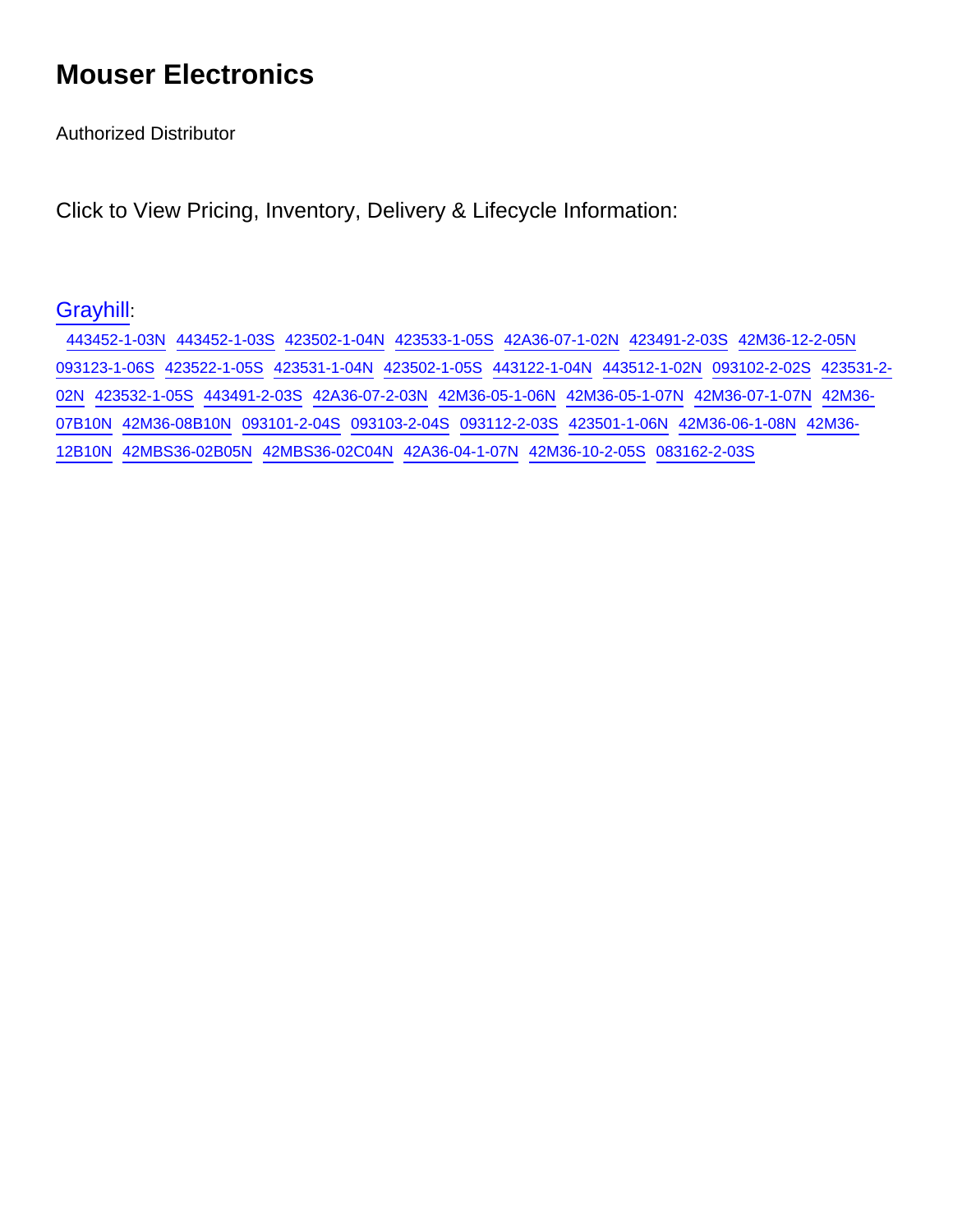# Mouser Electronics

Authorized Distributor

Click to View Pricing, Inventory, Delivery & Lifecycle Information:

Grayhill:

443452-1-03N 443452-1-03S 423502-1-04N 423533-1-05S 42A36-07-1-02N 423491-2-03S 42M36-12-2-05N 093123-1-06S 423522-1-05S 423531-1-04N 423502-1-05S 443122-1-04N 443512-1-02N 093102-2-02S 423531-2-02N 423532-1-05S 443491-2-03S 42A36-07-2-03N 42M36-05-1-06N 42M36-05-1-07N 42M36-07-1-07N 42M36-07B10N 42M36-08B10N 093101-2-04S 093103-2-04S 093112-2-03S 423501-1-06N 42M36-06-1-08N 42M36-12B10N 42MBS36-02B05N 42MBS36-02C04N 42A36-04-1-07N 42M36-10-2-05S 083162-2-03S